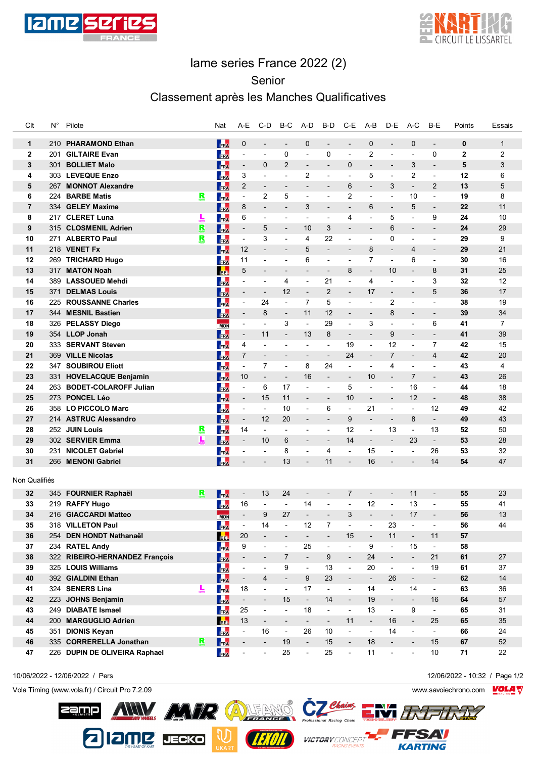# Iame series France 2022 (2)

## Senior

## Classement après les Manches Qualificatives

| Clt | N° | Pilote | | Nat | A-E | C-D | B-C | A-D | B-D | C-E | A-B | D-E | A-C | B-E | Points | Essais |
|---|---|---|---|---|---|---|---|---|---|---|---|---|---|---|---|---|
| 1 | 210 | **PHARAMOND Ethan** | | FRA | 0 | - | - | 0 | - | - | 0 | - | 0 | - | **0** | 1 |
| 2 | 201 | **GILTAIRE Evan** | | FRA | - | - | 0 | - | 0 | - | 2 | - | - | 0 | **2** | 2 |
| 3 | 301 | **BOLLIET Malo** | | FRA | - | 0 | 2 | - | - | 0 | - | - | 3 | - | **5** | 3 |
| 4 | 303 | **LEVEQUE Enzo** | | FRA | 3 | - | - | 2 | - | - | 5 | - | 2 | - | **12** | 6 |
| 5 | 267 | **MONNOT Alexandre** | | FRA | 2 | - | - | - | - | 6 | - | 3 | - | 2 | **13** | 5 |
| 6 | 224 | **BARBE Matis** | R | FRA | - | 2 | 5 | - | - | 2 | - | - | 10 | - | **19** | 8 |
| 7 | 334 | **GELEY Maxime** | | FRA | 8 | - | - | 3 | - | - | 6 | - | 5 | - | **22** | 11 |
| 8 | 217 | **CLERET Luna** | L | FRA | 6 | - | - | - | - | 4 | - | 5 | - | 9 | **24** | 10 |
| 9 | 315 | **CLOSMENIL Adrien** | R | FRA | - | 5 | - | 10 | 3 | - | - | 6 | - | - | **24** | 29 |
| 10 | 271 | **ALBERTO Paul** | R | FRA | - | 3 | - | 4 | 22 | - | - | 0 | - | - | **29** | 9 |
| 11 | 218 | **VENET Fx** | | FRA | 12 | - | - | 5 | - | - | 8 | - | 4 | - | **29** | 21 |
| 12 | 269 | **TRICHARD Hugo** | | FRA | 11 | - | - | 6 | - | - | 7 | - | 6 | - | **30** | 16 |
| 13 | 317 | **MATON Noah** | | BEL | 5 | - | - | - | - | 8 | - | 10 | - | 8 | **31** | 25 |
| 14 | 389 | **LASSOUED Mehdi** | | FRA | - | - | 4 | - | 21 | - | 4 | - | - | 3 | **32** | 12 |
| 15 | 371 | **DELMAS Louis** | | FRA | - | - | 12 | - | 2 | - | 17 | - | - | 5 | **36** | 17 |
| 16 | 225 | **ROUSSANNE Charles** | | FRA | - | 24 | - | 7 | 5 | - | - | 2 | - | - | **38** | 19 |
| 17 | 344 | **MESNIL Bastien** | | FRA | - | 8 | - | 11 | 12 | - | - | 8 | - | - | **39** | 34 |
| 18 | 326 | **PELASSY Diego** | | MON | - | - | 3 | - | 29 | - | 3 | - | - | 6 | **41** | 7 |
| 19 | 354 | **LLOP Jonah** | | FRA | - | 11 | - | 13 | 8 | - | - | 9 | - | - | **41** | 39 |
| 20 | 333 | **SERVANT Steven** | | FRA | 4 | - | - | - | - | 19 | - | 12 | - | 7 | **42** | 15 |
| 21 | 369 | **VILLE Nicolas** | | FRA | 7 | - | - | - | - | 24 | - | 7 | - | 4 | **42** | 20 |
| 22 | 347 | **SOUBIROU Eliott** | | FRA | - | 7 | - | 8 | 24 | - | - | 4 | - | - | **43** | 4 |
| 23 | 331 | **HOVELACQUE Benjamin** | | FRA | 10 | - | - | 16 | - | - | 10 | - | 7 | - | **43** | 26 |
| 24 | 263 | **BODET-COLAROFF Julian** | | FRA | - | 6 | 17 | - | - | 5 | - | - | 16 | - | **44** | 18 |
| 25 | 273 | **PONCEL Léo** | | FRA | - | 15 | 11 | - | - | 10 | - | - | 12 | - | **48** | 38 |
| 26 | 358 | **LO PICCOLO Marc** | | FRA | - | - | 10 | - | 6 | - | 21 | - | - | 12 | **49** | 42 |
| 27 | 214 | **ASTRUC Alessandro** | | FRA | - | 12 | 20 | - | - | 9 | - | - | 8 | - | **49** | 43 |
| 28 | 252 | **JUIN Louis** | R | FRA | 14 | - | - | - | - | 12 | - | 13 | - | 13 | **52** | 50 |
| 29 | 302 | **SERVIER Emma** | L | FRA | - | 10 | 6 | - | - | 14 | - | - | 23 | - | **53** | 28 |
| 30 | 231 | **NICOLET Gabriel** | | FRA | - | - | 8 | - | 4 | - | 15 | - | - | 26 | **53** | 32 |
| 31 | 266 | **MENONI Gabriel** | | FRA | - | - | 13 | - | 11 | - | 16 | - | - | 14 | **54** | 47 |

Non Qualifiés

| Clt | N° | Pilote | | Nat | A-E | C-D | B-C | A-D | B-D | C-E | A-B | D-E | A-C | B-E | Points | Essais |
|---|---|---|---|---|---|---|---|---|---|---|---|---|---|---|---|---|
| 32 | 345 | **FOURNIER Raphaël** | R | FRA | - | 13 | 24 | - | - | 7 | - | - | 11 | - | **55** | 23 |
| 33 | 219 | **RAFFY Hugo** | | FRA | 16 | - | - | 14 | - | - | 12 | - | 13 | - | **55** | 41 |
| 34 | 216 | **GIACCARDI Matteo** | | MON | - | 9 | 27 | - | - | 3 | - | - | 17 | - | **56** | 13 |
| 35 | 318 | **VILLETON Paul** | | FRA | - | 14 | - | 12 | 7 | - | - | 23 | - | - | **56** | 44 |
| 36 | 254 | **DEN HONDT Nathanaël** | | BEL | 20 | - | - | - | - | 15 | - | 11 | - | 11 | **57** | |
| 37 | 234 | **RATEL Andy** | | FRA | 9 | - | - | 25 | - | - | 9 | - | 15 | - | **58** | |
| 38 | 322 | **RIBEIRO-HERNANDEZ François** | | FRA | - | - | 7 | - | 9 | - | 24 | - | - | 21 | **61** | 27 |
| 39 | 325 | **LOUIS Williams** | | FRA | - | - | 9 | - | 13 | - | 20 | - | - | 19 | **61** | 37 |
| 40 | 392 | **GIALDINI Ethan** | | FRA | - | 4 | - | 9 | 23 | - | - | 26 | - | - | **62** | 14 |
| 41 | 324 | **SENERS Lina** | L | FRA | 18 | - | - | 17 | - | - | 14 | - | 14 | - | **63** | 36 |
| 42 | 223 | **JOHNS Benjamin** | | FRA | - | - | 15 | - | 14 | - | 19 | - | - | 16 | **64** | 57 |
| 43 | 249 | **DIABATE Ismael** | | FRA | 25 | - | - | 18 | - | - | 13 | - | 9 | - | **65** | 31 |
| 44 | 200 | **MARGUGLIO Adrien** | | BEL | 13 | - | - | - | - | 11 | - | 16 | - | 25 | **65** | 35 |
| 45 | 351 | **DIONIS Keyan** | | FRA | - | 16 | - | 26 | 10 | - | - | 14 | - | - | **66** | 24 |
| 46 | 335 | **CORRERELLA Jonathan** | R | FRA | - | - | 19 | - | 15 | - | 18 | - | - | 15 | **67** | 52 |
| 47 | 226 | **DUPIN DE OLIVEIRA Raphael** | | FRA | - | - | 25 | - | 25 | - | 11 | - | - | 10 | **71** | 22 |

10/06/2022 - 12/06/2022 / Pers — 12/06/2022 - 10:32

Vola Timing (www.vola.fr) / Circuit Pro 7.2.09 — www.savoiechrono.com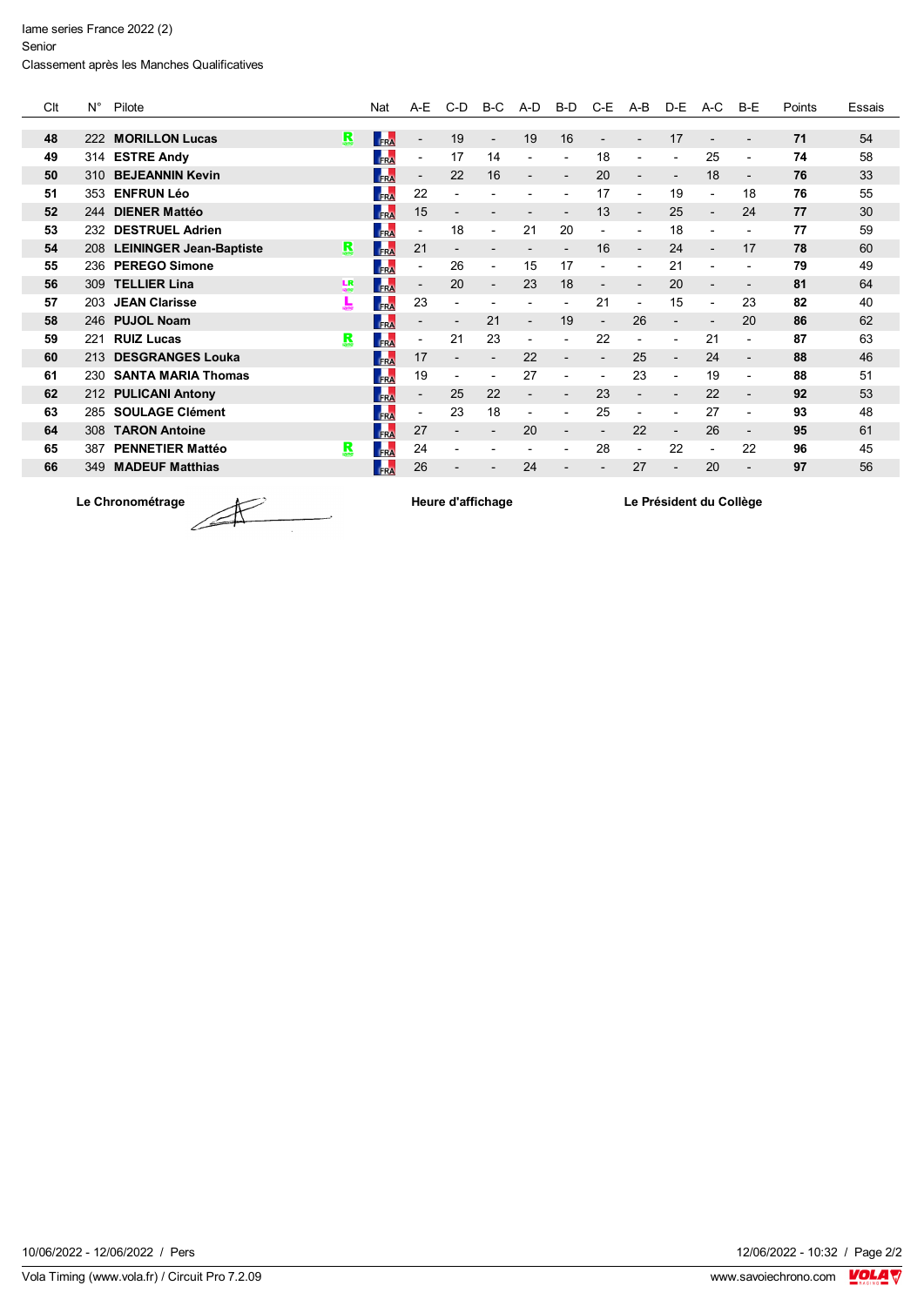Iame series France 2022 (2)
Senior
Classement après les Manches Qualificatives

| Clt | N° | Pilote | | Nat | A-E | C-D | B-C | A-D | B-D | C-E | A-B | D-E | A-C | B-E | Points | Essais |
|---|---|---|---|---|---|---|---|---|---|---|---|---|---|---|---|---|
| **48** | 222 | **MORILLON Lucas** | R | FRA | - | 19 | - | 19 | 16 | - | - | 17 | - | - | **71** | 54 |
| **49** | 314 | **ESTRE Andy** | | FRA | - | 17 | 14 | - | - | 18 | - | - | 25 | - | **74** | 58 |
| **50** | 310 | **BEJEANNIN Kevin** | | FRA | - | 22 | 16 | - | - | 20 | - | - | 18 | - | **76** | 33 |
| **51** | 353 | **ENFRUN Léo** | | FRA | 22 | - | - | - | - | 17 | - | 19 | - | 18 | **76** | 55 |
| **52** | 244 | **DIENER Mattéo** | | FRA | 15 | - | - | - | - | 13 | - | 25 | - | 24 | **77** | 30 |
| **53** | 232 | **DESTRUEL Adrien** | | FRA | - | 18 | - | 21 | 20 | - | - | 18 | - | - | **77** | 59 |
| **54** | 208 | **LEININGER Jean-Baptiste** | R | FRA | 21 | - | - | - | - | 16 | - | 24 | - | 17 | **78** | 60 |
| **55** | 236 | **PEREGO Simone** | | FRA | - | 26 | - | 15 | 17 | - | - | 21 | - | - | **79** | 49 |
| **56** | 309 | **TELLIER Lina** | LR | FRA | - | 20 | - | 23 | 18 | - | - | 20 | - | - | **81** | 64 |
| **57** | 203 | **JEAN Clarisse** | L | FRA | 23 | - | - | - | - | 21 | - | 15 | - | 23 | **82** | 40 |
| **58** | 246 | **PUJOL Noam** | | FRA | - | - | 21 | - | 19 | - | 26 | - | - | 20 | **86** | 62 |
| **59** | 221 | **RUIZ Lucas** | R | FRA | - | 21 | 23 | - | - | 22 | - | - | 21 | - | **87** | 63 |
| **60** | 213 | **DESGRANGES Louka** | | FRA | 17 | - | - | 22 | - | - | 25 | - | 24 | - | **88** | 46 |
| **61** | 230 | **SANTA MARIA Thomas** | | FRA | 19 | - | - | 27 | - | - | 23 | - | 19 | - | **88** | 51 |
| **62** | 212 | **PULICANI Antony** | | FRA | - | 25 | 22 | - | - | 23 | - | - | 22 | - | **92** | 53 |
| **63** | 285 | **SOULAGE Clément** | | FRA | - | 23 | 18 | - | - | 25 | - | - | 27 | - | **93** | 48 |
| **64** | 308 | **TARON Antoine** | | FRA | 27 | - | - | 20 | - | - | 22 | - | 26 | - | **95** | 61 |
| **65** | 387 | **PENNETIER Mattéo** | R | FRA | 24 | - | - | - | - | 28 | - | 22 | - | 22 | **96** | 45 |
| **66** | 349 | **MADEUF Matthias** | | FRA | 26 | - | - | 24 | - | - | 27 | - | 20 | - | **97** | 56 |

**Le Chronométrage** **Heure d'affichage** **Le Président du Collège**

10/06/2022 - 12/06/2022 / Pers

12/06/2022 - 10:32

Vola Timing (www.vola.fr) / Circuit Pro 7.2.09

www.savoiechrono.com